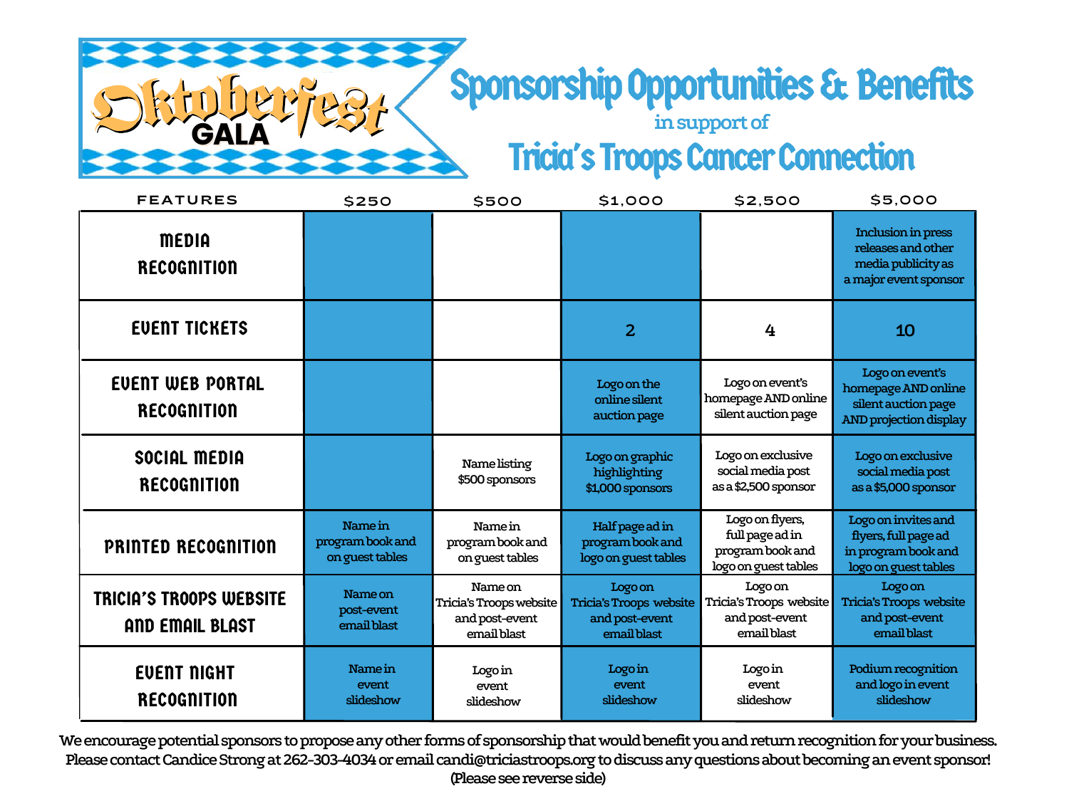# Oktoberfest GALA

# Sponsorship Opportunities & Benefits

in support of

## Tricia's Troops Cancer Connection

| FEATURES | $250 | $500 | $1,000 | $2,500 | $5,000 |
|---|---|---|---|---|---|
| MEDIA RECOGNITION | | | | | Inclusion in press releases and other media publicity as a major event sponsor |
| EVENT TICKETS | | | 2 | 4 | 10 |
| EVENT WEB PORTAL RECOGNITION | | | Logo on the online silent auction page | Logo on event's homepage AND online silent auction page | Logo on event's homepage AND online silent auction page AND projection display |
| SOCIAL MEDIA RECOGNITION | | Name listing $500 sponsors | Logo on graphic highlighting $1,000 sponsors | Logo on exclusive social media post as a $2,500 sponsor | Logo on exclusive social media post as a $5,000 sponsor |
| PRINTED RECOGNITION | Name in program book and on guest tables | Name in program book and on guest tables | Half page ad in program book and logo on guest tables | Logo on flyers, full page ad in program book and logo on guest tables | Logo on invites and flyers, full page ad in program book and logo on guest tables |
| TRICIA'S TROOPS WEBSITE AND EMAIL BLAST | Name on post-event email blast | Name on Tricia's Troops website and post-event email blast | Logo on Tricia's Troops website and post-event email blast | Logo on Tricia's Troops website and post-event email blast | Logo on Tricia's Troops website and post-event email blast |
| EVENT NIGHT RECOGNITION | Name in event slideshow | Logo in event slideshow | Logo in event slideshow | Logo in event slideshow | Podium recognition and logo in event slideshow |

We encourage potential sponsors to propose any other forms of sponsorship that would benefit you and return recognition for your business. Please contact Candice Strong at 262-303-4034 or email candi@triciastroops.org to discuss any questions about becoming an event sponsor! (Please see reverse side)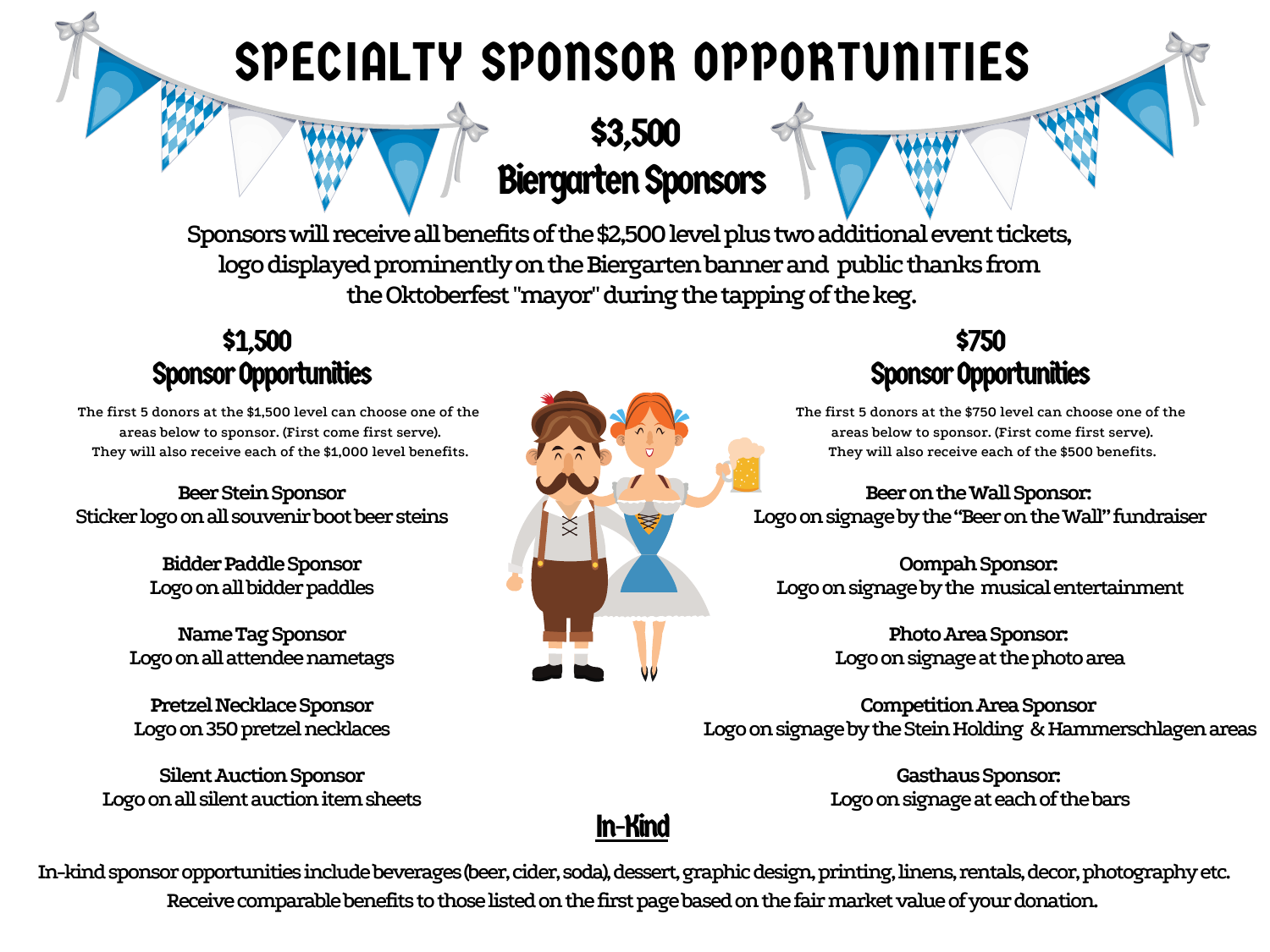# SPECIALTY SPONSOR OPPORTUNITIES

## $3,500
## Biergarten Sponsors

Sponsors will receive all benefits of the $2,500 level plus two additional event tickets, logo displayed prominently on the Biergarten banner and public thanks from the Oktoberfest "mayor" during the tapping of the keg.

## $1,500
## Sponsor Opportunities

The first 5 donors at the $1,500 level can choose one of the areas below to sponsor. (First come first serve). They will also receive each of the $1,000 level benefits.

**Beer Stein Sponsor**
Sticker logo on all souvenir boot beer steins

**Bidder Paddle Sponsor**
Logo on all bidder paddles

**Name Tag Sponsor**
Logo on all attendee nametags

**Pretzel Necklace Sponsor**
Logo on 350 pretzel necklaces

**Silent Auction Sponsor**
Logo on all silent auction item sheets

## $750
## Sponsor Opportunities

The first 5 donors at the $750 level can choose one of the areas below to sponsor. (First come first serve). They will also receive each of the $500 benefits.

**Beer on the Wall Sponsor:**
Logo on signage by the “Beer on the Wall” fundraiser

**Oompah Sponsor:**
Logo on signage by the musical entertainment

**Photo Area Sponsor:**
Logo on signage at the photo area

**Competition Area Sponsor**
Logo on signage by the Stein Holding & Hammerschlagen areas

**Gasthaus Sponsor:**
Logo on signage at each of the bars

## In-Kind

In-kind sponsor opportunities include beverages (beer, cider, soda), dessert, graphic design, printing, linens, rentals, decor, photography etc. Receive comparable benefits to those listed on the first page based on the fair market value of your donation.